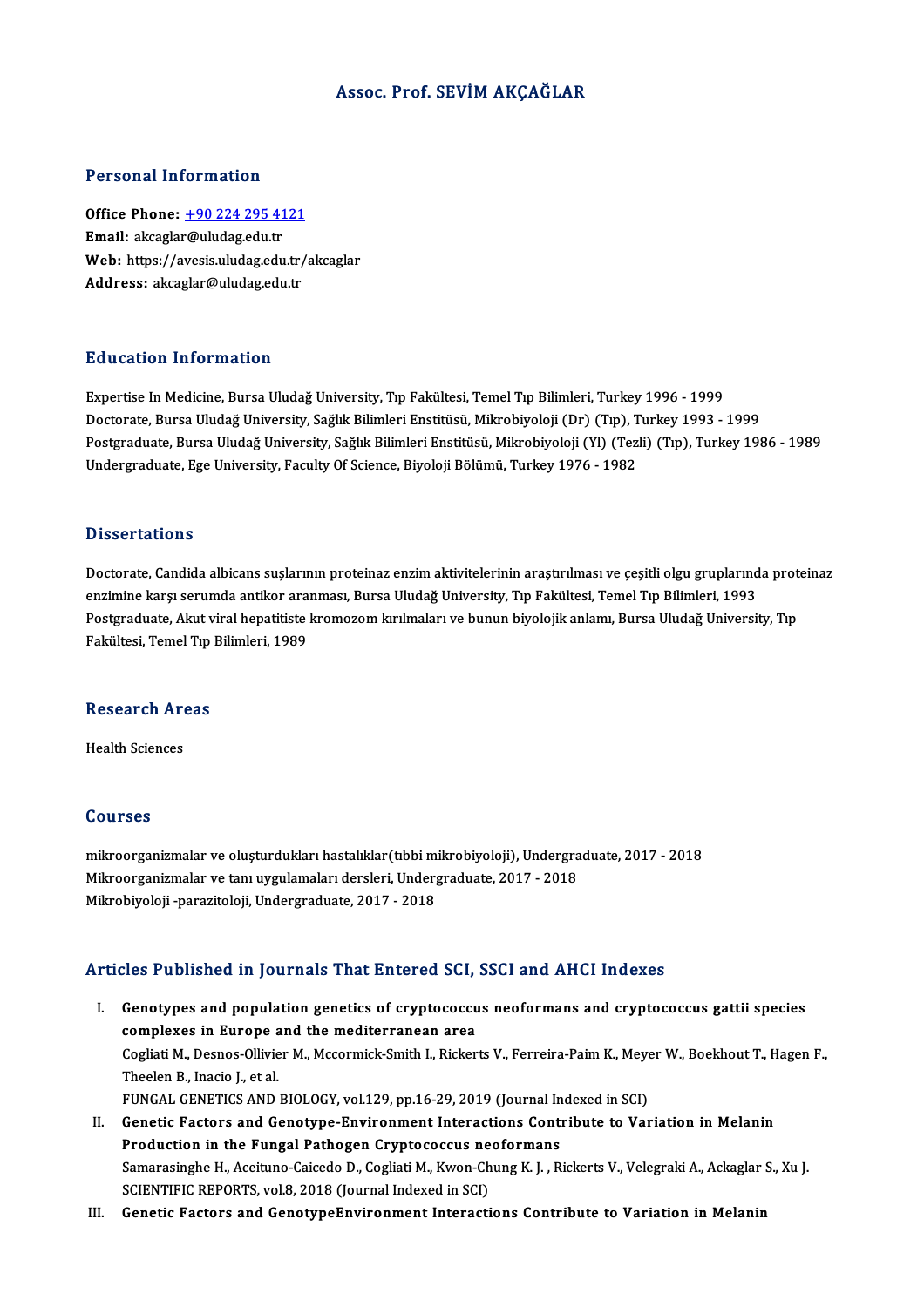# Assoc. Prof. SEVİM AKÇAĞLAR

## Personal Information

**Office Phone:** +90 224 295 4121
**Email:** akcaglar@uludag.edu.tr
**Web:** https://avesis.uludag.edu.tr/akcaglar
**Address:** akcaglar@uludag.edu.tr

## Education Information

Expertise In Medicine, Bursa Uludağ University, Tıp Fakültesi, Temel Tıp Bilimleri, Turkey 1996 - 1999
Doctorate, Bursa Uludağ University, Sağlık Bilimleri Enstitüsü, Mikrobiyoloji (Dr) (Tıp), Turkey 1993 - 1999
Postgraduate, Bursa Uludağ University, Sağlık Bilimleri Enstitüsü, Mikrobiyoloji (Yl) (Tezli) (Tıp), Turkey 1986 - 1989
Undergraduate, Ege University, Faculty Of Science, Biyoloji Bölümü, Turkey 1976 - 1982

## Dissertations

Doctorate, Candida albicans suşlarının proteinaz enzim aktivitelerinin araştırılması ve çeşitli olgu gruplarında proteinaz enzimine karşı serumda antikor aranması, Bursa Uludağ University, Tıp Fakültesi, Temel Tıp Bilimleri, 1993
Postgraduate, Akut viral hepatitiste kromozom kırılmaları ve bunun biyolojik anlamı, Bursa Uludağ University, Tıp Fakültesi, Temel Tıp Bilimleri, 1989

## Research Areas

Health Sciences

## Courses

mikroorganizmalar ve oluşturdukları hastalıklar(tıbbi mikrobiyoloji), Undergraduate, 2017 - 2018
Mikroorganizmalar ve tanı uygulamaları dersleri, Undergraduate, 2017 - 2018
Mikrobiyoloji -parazitoloji, Undergraduate, 2017 - 2018

## Articles Published in Journals That Entered SCI, SSCI and AHCI Indexes

I. **Genotypes and population genetics of cryptococcus neoformans and cryptococcus gattii species complexes in Europe and the mediterranean area**
Cogliati M., Desnos-Ollivier M., Mccormick-Smith I., Rickerts V., Ferreira-Paim K., Meyer W., Boekhout T., Hagen F., Theelen B., Inacio J., et al.
FUNGAL GENETICS AND BIOLOGY, vol.129, pp.16-29, 2019 (Journal Indexed in SCI)

II. **Genetic Factors and Genotype-Environment Interactions Contribute to Variation in Melanin Production in the Fungal Pathogen Cryptococcus neoformans**
Samarasinghe H., Aceituno-Caicedo D., Cogliati M., Kwon-Chung K. J. , Rickerts V., Velegraki A., Ackaglar S., Xu J.
SCIENTIFIC REPORTS, vol.8, 2018 (Journal Indexed in SCI)

III. **Genetic Factors and GenotypeEnvironment Interactions Contribute to Variation in Melanin**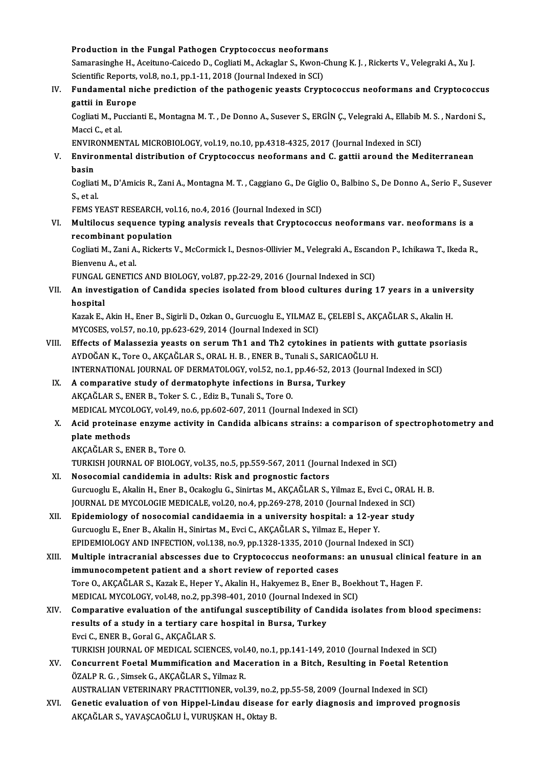**Production in the Fungal Pathogen Cryptococcus neoformans**
Samarasinghe H., Aceituno-Caicedo D., Cogliati M., Ackaglar S., Kwon-Chung K. J. , Rickerts V., Velegraki A., Xu J.
Scientific Reports, vol.8, no.1, pp.1-11, 2018 (Journal Indexed in SCI)

IV. **Fundamental niche prediction of the pathogenic yeasts Cryptococcus neoformans and Cryptococcus gattii in Europe**
Cogliati M., Puccianti E., Montagna M. T. , De Donno A., Susever S., ERGİN Ç., Velegraki A., Ellabib M. S. , Nardoni S., Macci C., et al.
ENVIRONMENTAL MICROBIOLOGY, vol.19, no.10, pp.4318-4325, 2017 (Journal Indexed in SCI)

V. **Environmental distribution of Cryptococcus neoformans and C. gattii around the Mediterranean basin**
Cogliati M., D'Amicis R., Zani A., Montagna M. T. , Caggiano G., De Giglio O., Balbino S., De Donno A., Serio F., Susever S., et al.
FEMS YEAST RESEARCH, vol.16, no.4, 2016 (Journal Indexed in SCI)

VI. **Multilocus sequence typing analysis reveals that Cryptococcus neoformans var. neoformans is a recombinant population**
Cogliati M., Zani A., Rickerts V., McCormick I., Desnos-Ollivier M., Velegraki A., Escandon P., Ichikawa T., Ikeda R., Bienvenu A., et al.
FUNGAL GENETICS AND BIOLOGY, vol.87, pp.22-29, 2016 (Journal Indexed in SCI)

VII. **An investigation of Candida species isolated from blood cultures during 17 years in a university hospital**
Kazak E., Akin H., Ener B., Sigirli D., Ozkan O., Gurcuoglu E., YILMAZ E., ÇELEBİ S., AKÇAĞLAR S., Akalin H.
MYCOSES, vol.57, no.10, pp.623-629, 2014 (Journal Indexed in SCI)

VIII. **Effects of Malassezia yeasts on serum Th1 and Th2 cytokines in patients with guttate psoriasis**
AYDOĞAN K., Tore O., AKÇAĞLAR S., ORAL H. B. , ENER B., Tunali S., SARICAOĞLU H.
INTERNATIONAL JOURNAL OF DERMATOLOGY, vol.52, no.1, pp.46-52, 2013 (Journal Indexed in SCI)

IX. **A comparative study of dermatophyte infections in Bursa, Turkey**
AKÇAĞLAR S., ENER B., Toker S. C. , Ediz B., Tunali S., Tore O.
MEDICAL MYCOLOGY, vol.49, no.6, pp.602-607, 2011 (Journal Indexed in SCI)

X. **Acid proteinase enzyme activity in Candida albicans strains: a comparison of spectrophotometry and plate methods**
AKÇAĞLAR S., ENER B., Tore O.
TURKISH JOURNAL OF BIOLOGY, vol.35, no.5, pp.559-567, 2011 (Journal Indexed in SCI)

XI. **Nosocomial candidemia in adults: Risk and prognostic factors**
Gurcuoglu E., Akalin H., Ener B., Ocakoglu G., Sinirtas M., AKÇAĞLAR S., Yilmaz E., Evci C., ORAL H. B.
JOURNAL DE MYCOLOGIE MEDICALE, vol.20, no.4, pp.269-278, 2010 (Journal Indexed in SCI)

XII. **Epidemiology of nosocomial candidaemia in a university hospital: a 12-year study**
Gurcuoglu E., Ener B., Akalin H., Sinirtas M., Evci C., AKÇAĞLAR S., Yilmaz E., Heper Y.
EPIDEMIOLOGY AND INFECTION, vol.138, no.9, pp.1328-1335, 2010 (Journal Indexed in SCI)

XIII. **Multiple intracranial abscesses due to Cryptococcus neoformans: an unusual clinical feature in an immunocompetent patient and a short review of reported cases**
Tore O., AKÇAĞLAR S., Kazak E., Heper Y., Akalin H., Hakyemez B., Ener B., Boekhout T., Hagen F.
MEDICAL MYCOLOGY, vol.48, no.2, pp.398-401, 2010 (Journal Indexed in SCI)

XIV. **Comparative evaluation of the antifungal susceptibility of Candida isolates from blood specimens: results of a study in a tertiary care hospital in Bursa, Turkey**
Evci C., ENER B., Goral G., AKÇAĞLAR S.
TURKISH JOURNAL OF MEDICAL SCIENCES, vol.40, no.1, pp.141-149, 2010 (Journal Indexed in SCI)

XV. **Concurrent Foetal Mummification and Maceration in a Bitch, Resulting in Foetal Retention**
ÖZALP R. G. , Simsek G., AKÇAĞLAR S., Yilmaz R.
AUSTRALIAN VETERINARY PRACTITIONER, vol.39, no.2, pp.55-58, 2009 (Journal Indexed in SCI)

XVI. **Genetic evaluation of von Hippel-Lindau disease for early diagnosis and improved prognosis**
AKÇAĞLAR S., YAVAŞCAOĞLU İ., VURUŞKAN H., Oktay B.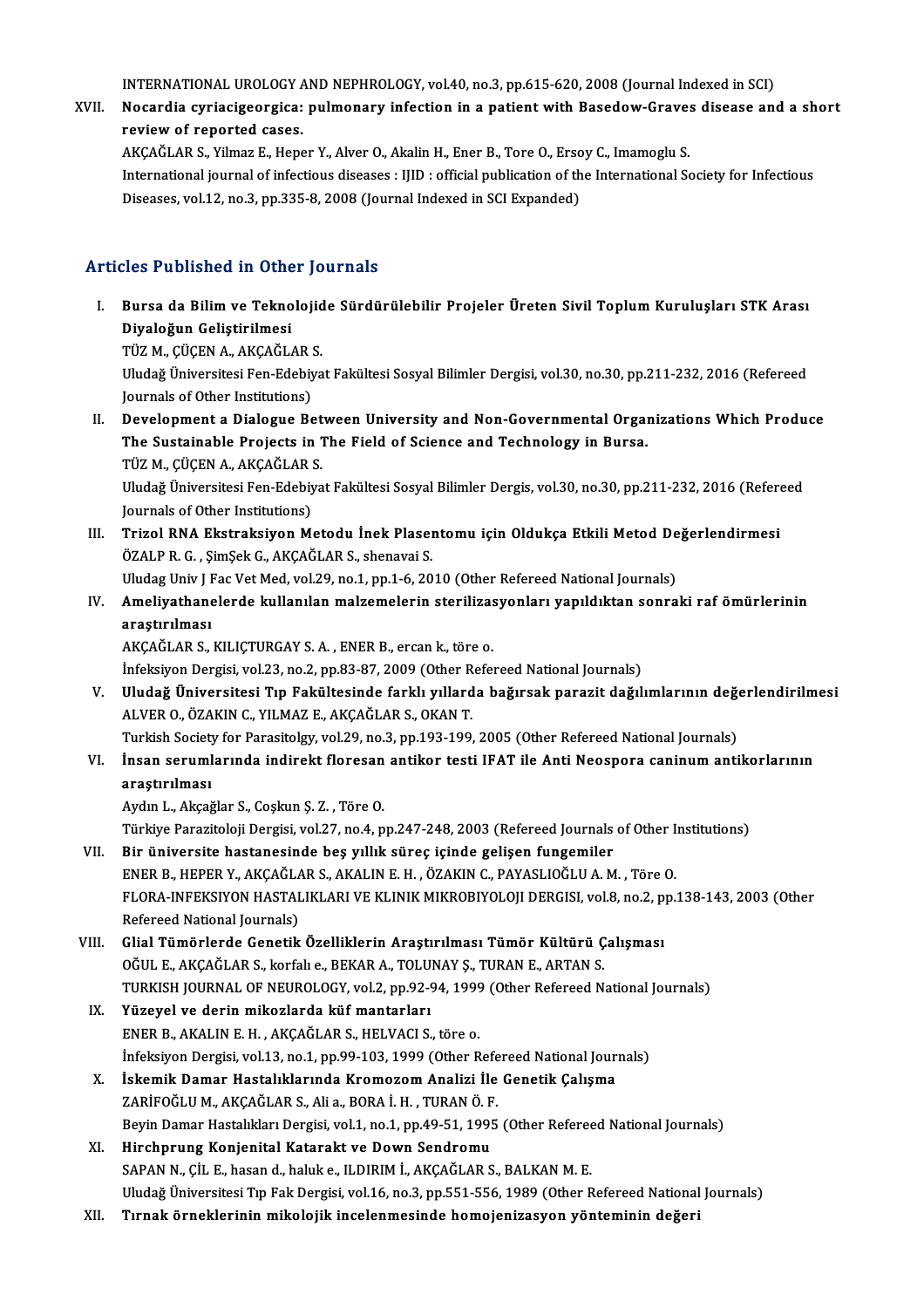INTERNATIONAL UROLOGY AND NEPHROLOGY, vol.40, no.3, pp.615-620, 2008 (Journal Indexed in SCI)

XVII. **Nocardia cyriacigeorgica: pulmonary infection in a patient with Basedow-Graves disease and a short review of reported cases.**
AKÇAĞLAR S., Yilmaz E., Heper Y., Alver O., Akalin H., Ener B., Tore O., Ersoy C., Imamoglu S.
International journal of infectious diseases : IJID : official publication of the International Society for Infectious Diseases, vol.12, no.3, pp.335-8, 2008 (Journal Indexed in SCI Expanded)

## Articles Published in Other Journals

I. **Bursa da Bilim ve Teknolojide Sürdürülebilir Projeler Üreten Sivil Toplum Kuruluşları STK Arası Diyaloğun Geliştirilmesi**
TÜZ M., ÇÜÇEN A., AKÇAĞLAR S.
Uludağ Üniversitesi Fen-Edebiyat Fakültesi Sosyal Bilimler Dergisi, vol.30, no.30, pp.211-232, 2016 (Refereed Journals of Other Institutions)

II. **Development a Dialogue Between University and Non-Governmental Organizations Which Produce The Sustainable Projects in The Field of Science and Technology in Bursa.**
TÜZ M., ÇÜÇEN A., AKÇAĞLAR S.
Uludağ Üniversitesi Fen-Edebiyat Fakültesi Sosyal Bilimler Dergis, vol.30, no.30, pp.211-232, 2016 (Refereed Journals of Other Institutions)

III. **Trizol RNA Ekstraksiyon Metodu İnek Plasentomu için Oldukça Etkili Metod Değerlendirmesi**
ÖZALP R. G. , ŞimŞek G., AKÇAĞLAR S., shenavai S.
Uludag Univ J Fac Vet Med, vol.29, no.1, pp.1-6, 2010 (Other Refereed National Journals)

IV. **Ameliyathanelerde kullanılan malzemelerin sterilizasyonları yapıldıktan sonraki raf ömürlerinin araştırılması**
AKÇAĞLAR S., KILIÇTURGAY S. A. , ENER B., ercan k., töre o.
İnfeksiyon Dergisi, vol.23, no.2, pp.83-87, 2009 (Other Refereed National Journals)

V. **Uludağ Üniversitesi Tıp Fakültesinde farklı yıllarda bağırsak parazit dağılımlarının değerlendirilmesi**
ALVER O., ÖZAKIN C., YILMAZ E., AKÇAĞLAR S., OKAN T.
Turkish Society for Parasitolgy, vol.29, no.3, pp.193-199, 2005 (Other Refereed National Journals)

VI. **İnsan serumlarında indirekt floresan antikor testi IFAT ile Anti Neospora caninum antikorlarının araştırılması**
Aydın L., Akçağlar S., Coşkun Ş. Z. , Töre O.
Türkiye Parazitoloji Dergisi, vol.27, no.4, pp.247-248, 2003 (Refereed Journals of Other Institutions)

VII. **Bir üniversite hastanesinde beş yıllık süreç içinde gelişen fungemiler**
ENER B., HEPER Y., AKÇAĞLAR S., AKALIN E. H. , ÖZAKIN C., PAYASLIOĞLU A. M. , Töre O.
FLORA-INFEKSIYON HASTALIKLARI VE KLINIK MIKROBIYOLOJI DERGISI, vol.8, no.2, pp.138-143, 2003 (Other Refereed National Journals)

VIII. **Glial Tümörlerde Genetik Özelliklerin Araştırılması Tümör Kültürü Çalışması**
OĞUL E., AKÇAĞLAR S., korfalı e., BEKAR A., TOLUNAY Ş., TURAN E., ARTAN S.
TURKISH JOURNAL OF NEUROLOGY, vol.2, pp.92-94, 1999 (Other Refereed National Journals)

IX. **Yüzeyel ve derin mikozlarda küf mantarları**
ENER B., AKALIN E. H. , AKÇAĞLAR S., HELVACI S., töre o.
İnfeksiyon Dergisi, vol.13, no.1, pp.99-103, 1999 (Other Refereed National Journals)

X. **İskemik Damar Hastalıklarında Kromozom Analizi İle Genetik Çalışma**
ZARİFOĞLU M., AKÇAĞLAR S., Ali a., BORA İ. H. , TURAN Ö. F.
Beyin Damar Hastalıkları Dergisi, vol.1, no.1, pp.49-51, 1995 (Other Refereed National Journals)

XI. **Hirchprung Konjenital Katarakt ve Down Sendromu**
SAPAN N., ÇİL E., hasan d., haluk e., ILDIRIM İ., AKÇAĞLAR S., BALKAN M. E.
Uludağ Üniversitesi Tıp Fak Dergisi, vol.16, no.3, pp.551-556, 1989 (Other Refereed National Journals)

XII. **Tırnak örneklerinin mikolojik incelenmesinde homojenizasyon yönteminin değeri**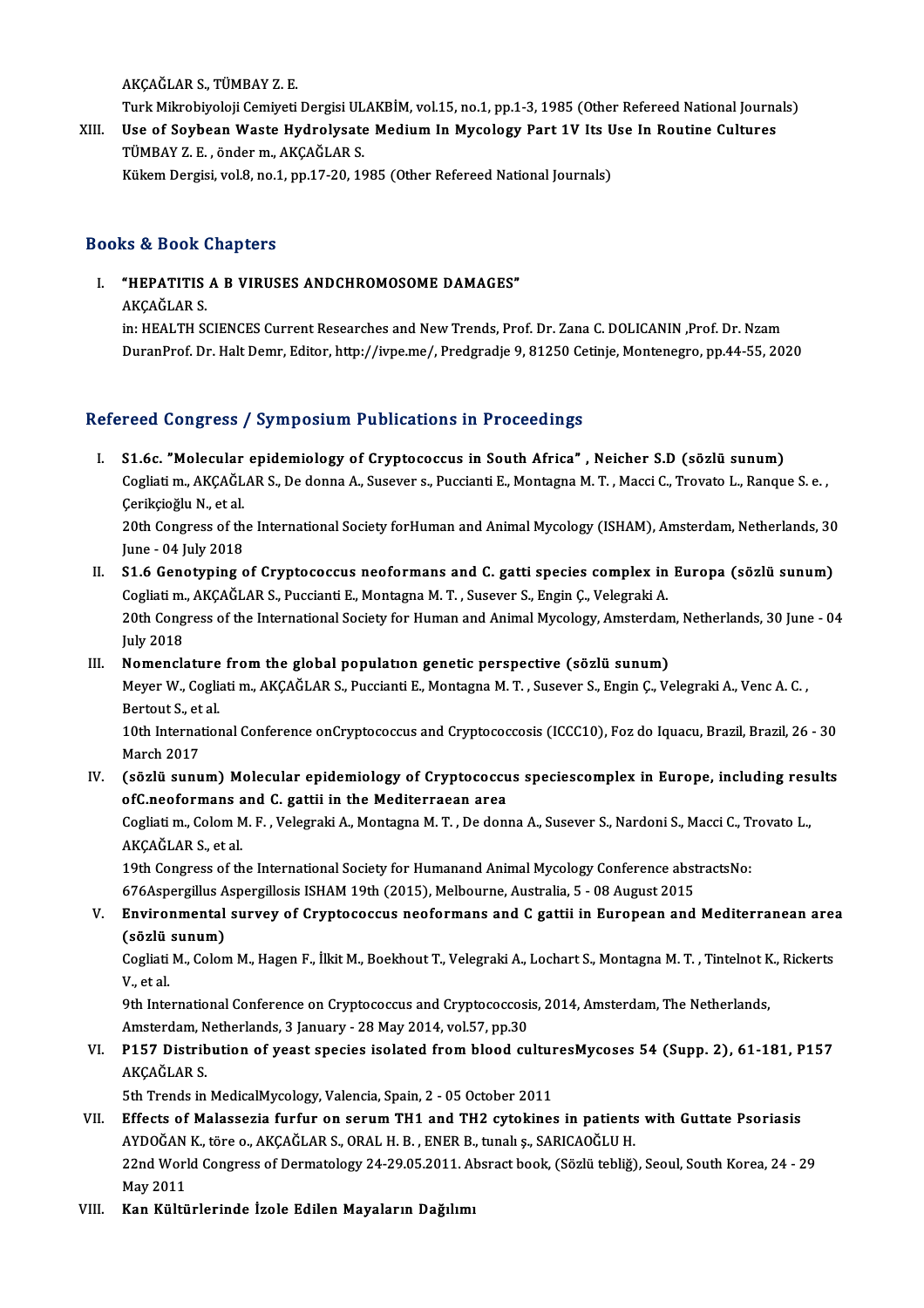AKÇAĞLAR S., TÜMBAY Z. E.

Turk Mikrobiyoloji Cemiyeti Dergisi ULAKBİM, vol.15, no.1, pp.1-3, 1985 (Other Refereed National Journals)

XIII. **Use of Soybean Waste Hydrolysate Medium In Mycology Part 1V Its Use In Routine Cultures**
TÜMBAY Z. E. , önder m., AKÇAĞLAR S.
Kükem Dergisi, vol.8, no.1, pp.17-20, 1985 (Other Refereed National Journals)

## Books & Book Chapters

I. **"HEPATITIS A B VIRUSES ANDCHROMOSOME DAMAGES"**
AKÇAĞLAR S.
in: HEALTH SCIENCES Current Researches and New Trends, Prof. Dr. Zana C. DOLICANIN ,Prof. Dr. Nzam DuranProf. Dr. Halt Demr, Editor, http://ivpe.me/, Predgradje 9, 81250 Cetinje, Montenegro, pp.44-55, 2020

## Refereed Congress / Symposium Publications in Proceedings

I. **S1.6c. "Molecular epidemiology of Cryptococcus in South Africa" , Neicher S.D (sözlü sunum)**
Cogliati m., AKÇAĞLAR S., De donna A., Susever s., Puccianti E., Montagna M. T. , Macci C., Trovato L., Ranque S. e. , Çerikçioğlu N., et al.
20th Congress of the International Society forHuman and Animal Mycology (ISHAM), Amsterdam, Netherlands, 30 June - 04 July 2018

II. **S1.6 Genotyping of Cryptococcus neoformans and C. gatti species complex in Europa (sözlü sunum)**
Cogliati m., AKÇAĞLAR S., Puccianti E., Montagna M. T. , Susever S., Engin Ç., Velegraki A.
20th Congress of the International Society for Human and Animal Mycology, Amsterdam, Netherlands, 30 June - 04 July 2018

III. **Nomenclature from the global populatıon genetic perspective (sözlü sunum)**
Meyer W., Cogliati m., AKÇAĞLAR S., Puccianti E., Montagna M. T. , Susever S., Engin Ç., Velegraki A., Venc A. C. , Bertout S., et al.
10th International Conference onCryptococcus and Cryptococcosis (ICCC10), Foz do Iquacu, Brazil, Brazil, 26 - 30 March 2017

IV. **(sözlü sunum) Molecular epidemiology of Cryptococcus speciescomplex in Europe, including results ofC.neoformans and C. gattii in the Mediterraean area**
Cogliati m., Colom M. F. , Velegraki A., Montagna M. T. , De donna A., Susever S., Nardoni S., Macci C., Trovato L., AKÇAĞLAR S., et al.
19th Congress of the International Society for Humanand Animal Mycology Conference abstractsNo: 676Aspergillus Aspergillosis ISHAM 19th (2015), Melbourne, Australia, 5 - 08 August 2015

V. **Environmental survey of Cryptococcus neoformans and C gattii in European and Mediterranean area (sözlü sunum)**
Cogliati M., Colom M., Hagen F., İlkit M., Boekhout T., Velegraki A., Lochart S., Montagna M. T. , Tintelnot K., Rickerts V., et al.
9th International Conference on Cryptococcus and Cryptococcosis, 2014, Amsterdam, The Netherlands, Amsterdam, Netherlands, 3 January - 28 May 2014, vol.57, pp.30

VI. **P157 Distribution of yeast species isolated from blood culturesMycoses 54 (Supp. 2), 61-181, P157**
AKÇAĞLAR S.
5th Trends in MedicalMycology, Valencia, Spain, 2 - 05 October 2011

VII. **Effects of Malassezia furfur on serum TH1 and TH2 cytokines in patients with Guttate Psoriasis**
AYDOĞAN K., töre o., AKÇAĞLAR S., ORAL H. B. , ENER B., tunalı ş., SARICAOĞLU H.
22nd World Congress of Dermatology 24-29.05.2011. Absract book, (Sözlü tebliğ), Seoul, South Korea, 24 - 29 May 2011

VIII. **Kan Kültürlerinde İzole Edilen Mayaların Dağılımı**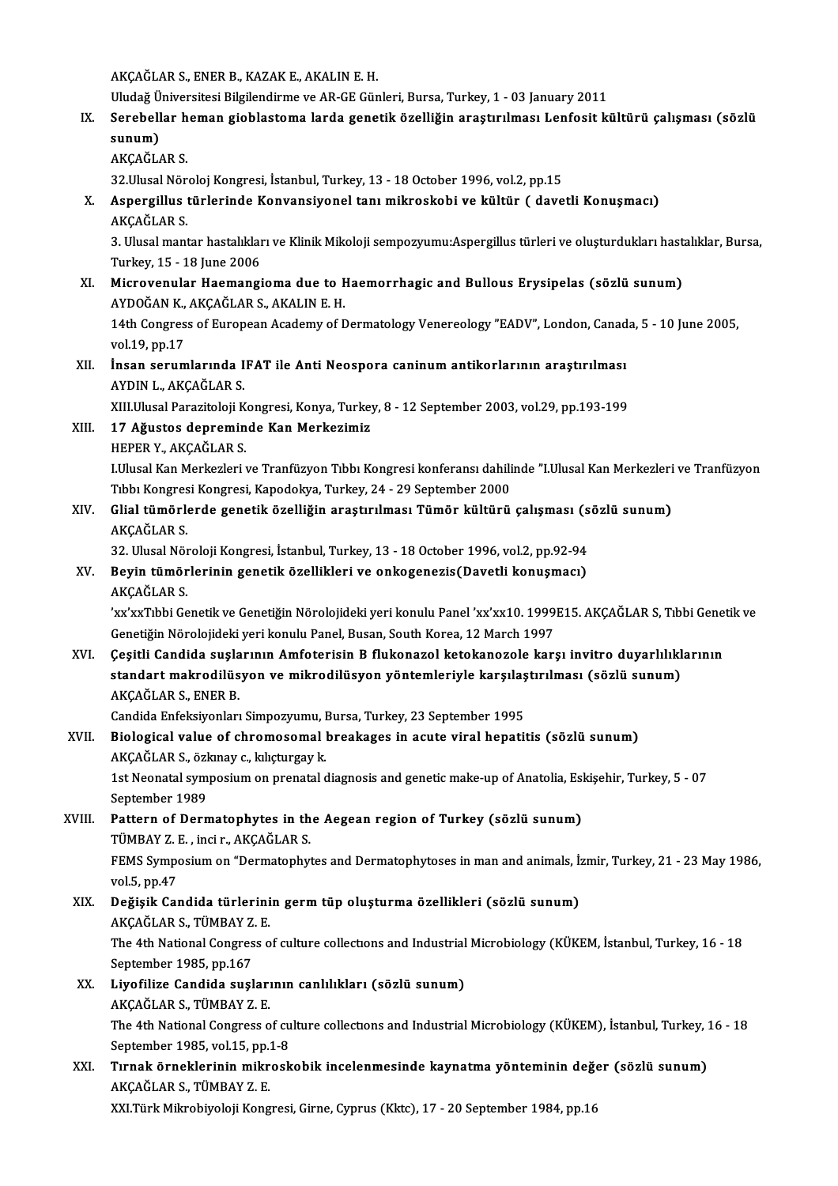AKÇAĞLAR S., ENER B., KAZAK E., AKALIN E. H.

Uludağ Üniversitesi Bilgilendirme ve AR-GE Günleri, Bursa, Turkey, 1 - 03 January 2011

IX. **Serebellar heman gioblastoma larda genetik özelliğin araştırılması Lenfosit kültürü çalışması (sözlü sunum)**

AKÇAĞLAR S.

32.Ulusal Nöroloj Kongresi, İstanbul, Turkey, 13 - 18 October 1996, vol.2, pp.15

X. **Aspergillus türlerinde Konvansiyonel tanı mikroskobi ve kültür ( davetli Konuşmacı)**

AKÇAĞLAR S.

3. Ulusal mantar hastalıkları ve Klinik Mikoloji sempozyumu:Aspergillus türleri ve oluşturdukları hastalıklar, Bursa, Turkey, 15 - 18 June 2006

XI. **Microvenular Haemangioma due to Haemorrhagic and Bullous Erysipelas (sözlü sunum)**

AYDOĞAN K., AKÇAĞLAR S., AKALIN E. H.

14th Congress of European Academy of Dermatology Venereology "EADV", London, Canada, 5 - 10 June 2005, vol.19, pp.17

XII. **İnsan serumlarında IFAT ile Anti Neospora caninum antikorlarının araştırılması**

AYDIN L., AKÇAĞLAR S.

XIII.Ulusal Parazitoloji Kongresi, Konya, Turkey, 8 - 12 September 2003, vol.29, pp.193-199

XIII. **17 Ağustos depreminde Kan Merkezimiz**

HEPER Y., AKÇAĞLAR S.

I.Ulusal Kan Merkezleri ve Tranfüzyon Tıbbı Kongresi konferansı dahilinde "I.Ulusal Kan Merkezleri ve Tranfüzyon Tıbbı Kongresi Kongresi, Kapodokya, Turkey, 24 - 29 September 2000

XIV. **Glial tümörlerde genetik özelliğin araştırılması Tümör kültürü çalışması (sözlü sunum)**

AKÇAĞLAR S.

32. Ulusal Nöroloji Kongresi, İstanbul, Turkey, 13 - 18 October 1996, vol.2, pp.92-94

XV. **Beyin tümörlerinin genetik özellikleri ve onkogenezis(Davetli konuşmacı)**

AKÇAĞLAR S.

'xx'xxTıbbi Genetik ve Genetiğin Nörolojideki yeri konulu Panel 'xx'xx10. 1999E15. AKÇAĞLAR S, Tıbbi Genetik ve Genetiğin Nörolojideki yeri konulu Panel, Busan, South Korea, 12 March 1997

XVI. **Çeşitli Candida suşlarının Amfoterisin B flukonazol ketokanozole karşı invitro duyarlılıklarının standart makrodilüsyon ve mikrodilüsyon yöntemleriyle karşılaştırılması (sözlü sunum)**

AKÇAĞLAR S., ENER B.

Candida Enfeksiyonları Simpozyumu, Bursa, Turkey, 23 September 1995

XVII. **Biological value of chromosomal breakages in acute viral hepatitis (sözlü sunum)**

AKÇAĞLAR S., özkınay c., kılıçturgay k.

1st Neonatal symposium on prenatal diagnosis and genetic make-up of Anatolia, Eskişehir, Turkey, 5 - 07 September 1989

XVIII. **Pattern of Dermatophytes in the Aegean region of Turkey (sözlü sunum)**

TÜMBAY Z. E. , inci r., AKÇAĞLAR S.

FEMS Symposium on "Dermatophytes and Dermatophytoses in man and animals, İzmir, Turkey, 21 - 23 May 1986, vol.5, pp.47

XIX. **Değişik Candida türlerinin germ tüp oluşturma özellikleri (sözlü sunum)**

AKÇAĞLAR S., TÜMBAY Z. E.

The 4th National Congress of culture collections and Industrial Microbiology (KÜKEM, İstanbul, Turkey, 16 - 18 September 1985, pp.167

XX. **Liyofilize Candida suşlarının canlılıkları (sözlü sunum)**

AKÇAĞLAR S., TÜMBAY Z. E.

The 4th National Congress of culture collections and Industrial Microbiology (KÜKEM), İstanbul, Turkey, 16 - 18 September 1985, vol.15, pp.1-8

XXI. **Tırnak örneklerinin mikroskobik incelenmesinde kaynatma yönteminin değer (sözlü sunum)**

AKÇAĞLAR S., TÜMBAY Z. E.

XXI.Türk Mikrobiyoloji Kongresi, Girne, Cyprus (Kktc), 17 - 20 September 1984, pp.16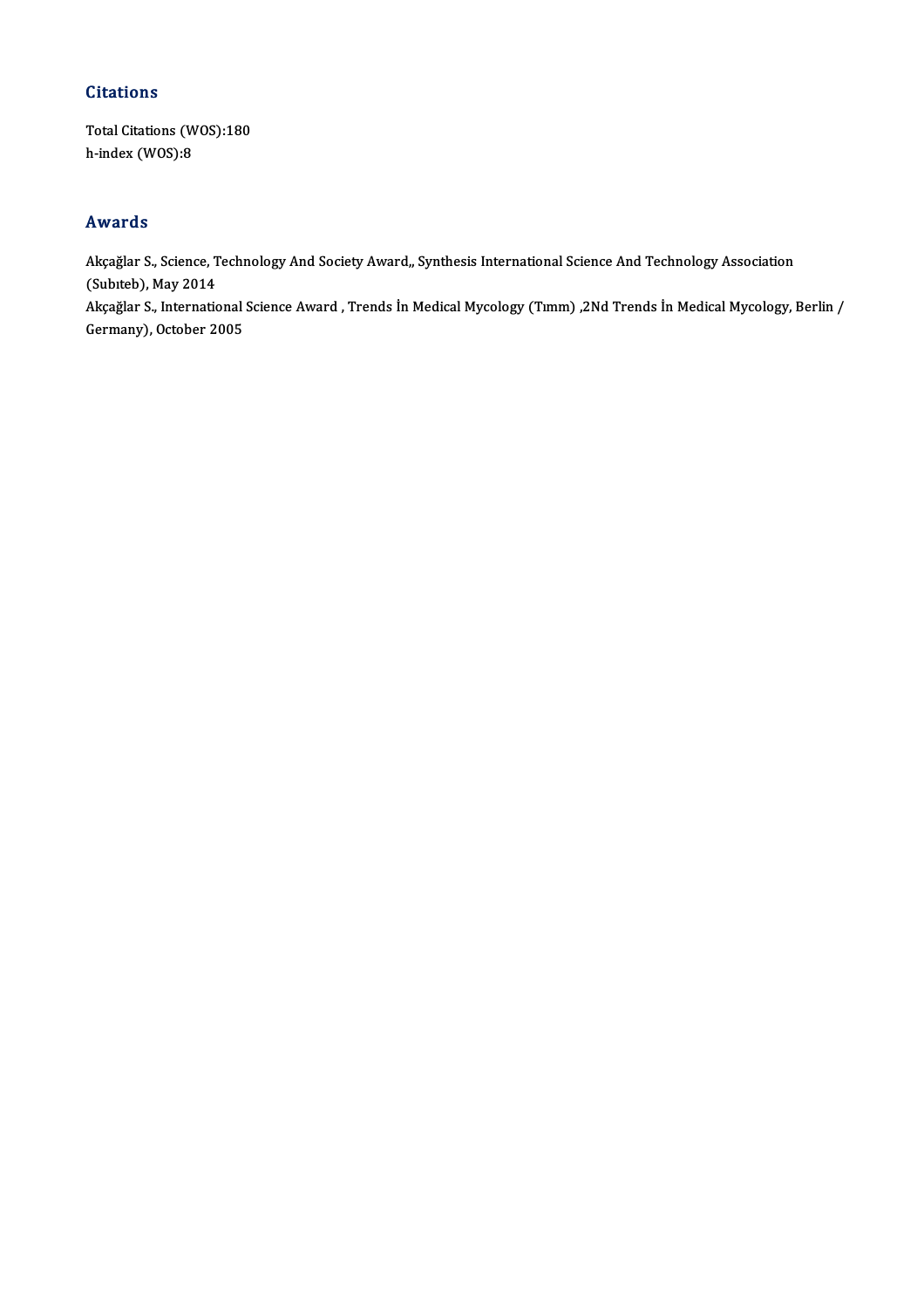## Citations

Total Citations (WOS):180
h-index (WOS):8

## Awards

Akçağlar S., Science, Technology And Society Award,, Synthesis International Science And Technology Association (Subıteb), May 2014
Akçağlar S., International Science Award , Trends İn Medical Mycology (Tımm) ,2Nd Trends İn Medical Mycology, Berlin / Germany), October 2005